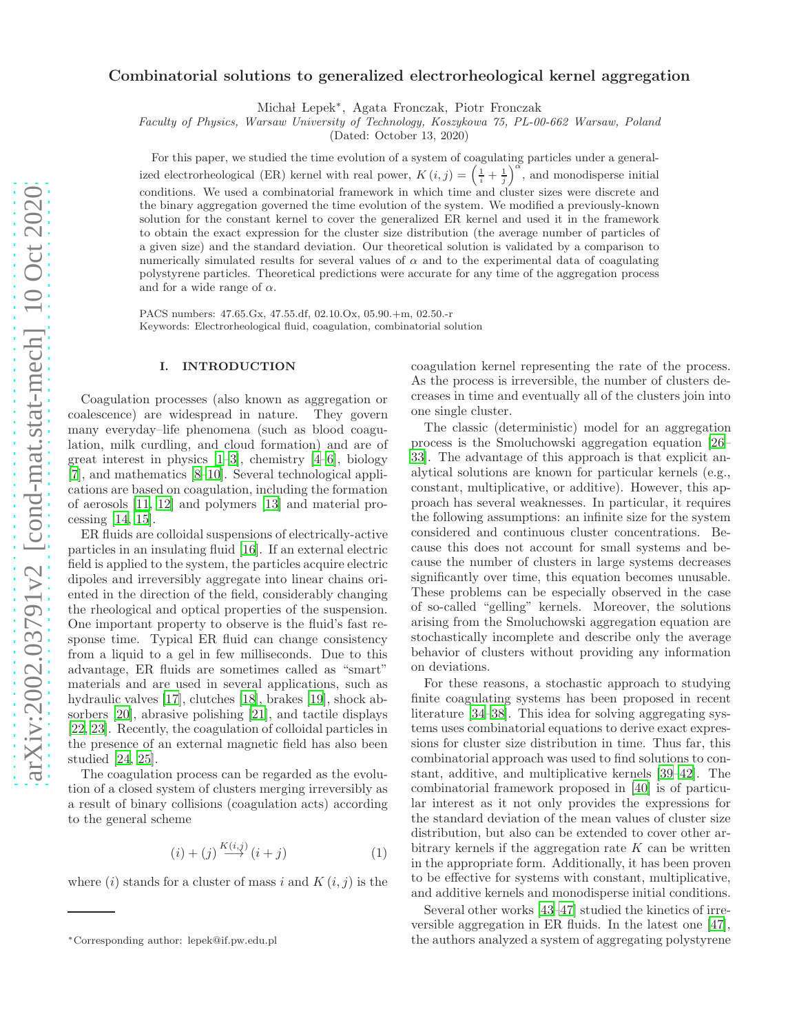# Combinatorial solutions to generalized electrorheological kernel aggregation

Michał Łepek*, Agata Fronczak, Piotr Fronczak

*Faculty of Physics, Warsaw University of Technology, Koszykowa 75, PL-00-662 Warsaw, Poland*

(Dated: October 13, 2020)

For this paper, we studied the time evolution of a system of coagulating particles under a generalized electrorheological (ER) kernel with real power, $K(i,j) = \left(\frac{1}{i} + \frac{1}{j}\right)^{\alpha}$, and monodisperse initial conditions. We used a combinatorial framework in which time and cluster sizes were discrete and the binary aggregation governed the time evolution of the system. We modified a previously-known solution for the constant kernel to cover the generalized ER kernel and used it in the framework to obtain the exact expression for the cluster size distribution (the average number of particles of a given size) and the standard deviation. Our theoretical solution is validated by a comparison to numerically simulated results for several values of $\alpha$ and to the experimental data of coagulating polystyrene particles. Theoretical predictions were accurate for any time of the aggregation process and for a wide range of $\alpha$.

PACS numbers: 47.65.Gx, 47.55.df, 02.10.Ox, 05.90.+m, 02.50.-r

Keywords: Electrorheological fluid, coagulation, combinatorial solution

## I. INTRODUCTION

Coagulation processes (also known as aggregation or coalescence) are widespread in nature. They govern many everyday–life phenomena (such as blood coagulation, milk curdling, and cloud formation) and are of great interest in physics [1–3], chemistry [4–6], biology [7], and mathematics [8–10]. Several technological applications are based on coagulation, including the formation of aerosols [11, 12] and polymers [13] and material processing [14, 15].

ER fluids are colloidal suspensions of electrically-active particles in an insulating fluid [16]. If an external electric field is applied to the system, the particles acquire electric dipoles and irreversibly aggregate into linear chains oriented in the direction of the field, considerably changing the rheological and optical properties of the suspension. One important property to observe is the fluid's fast response time. Typical ER fluid can change consistency from a liquid to a gel in few milliseconds. Due to this advantage, ER fluids are sometimes called as "smart" materials and are used in several applications, such as hydraulic valves [17], clutches [18], brakes [19], shock absorbers [20], abrasive polishing [21], and tactile displays [22, 23]. Recently, the coagulation of colloidal particles in the presence of an external magnetic field has also been studied [24, 25].

The coagulation process can be regarded as the evolution of a closed system of clusters merging irreversibly as a result of binary collisions (coagulation acts) according to the general scheme

$$(i) + (j) \xrightarrow{K(i,j)} (i+j) \tag{1}$$

where $(i)$ stands for a cluster of mass $i$ and $K(i,j)$ is the coagulation kernel representing the rate of the process. As the process is irreversible, the number of clusters decreases in time and eventually all of the clusters join into one single cluster.

The classic (deterministic) model for an aggregation process is the Smoluchowski aggregation equation [26–33]. The advantage of this approach is that explicit analytical solutions are known for particular kernels (e.g., constant, multiplicative, or additive). However, this approach has several weaknesses. In particular, it requires the following assumptions: an infinite size for the system considered and continuous cluster concentrations. Because this does not account for small systems and because the number of clusters in large systems decreases significantly over time, this equation becomes unusable. These problems can be especially observed in the case of so-called "gelling" kernels. Moreover, the solutions arising from the Smoluchowski aggregation equation are stochastically incomplete and describe only the average behavior of clusters without providing any information on deviations.

For these reasons, a stochastic approach to studying finite coagulating systems has been proposed in recent literature [34–38]. This idea for solving aggregating systems uses combinatorial equations to derive exact expressions for cluster size distribution in time. Thus far, this combinatorial approach was used to find solutions to constant, additive, and multiplicative kernels [39–42]. The combinatorial framework proposed in [40] is of particular interest as it not only provides the expressions for the standard deviation of the mean values of cluster size distribution, but also can be extended to cover other arbitrary kernels if the aggregation rate $K$ can be written in the appropriate form. Additionally, it has been proven to be effective for systems with constant, multiplicative, and additive kernels and monodisperse initial conditions.

Several other works [43–47] studied the kinetics of irreversible aggregation in ER fluids. In the latest one [47], the authors analyzed a system of aggregating polystyrene

*Corresponding author: lepek@if.pw.edu.pl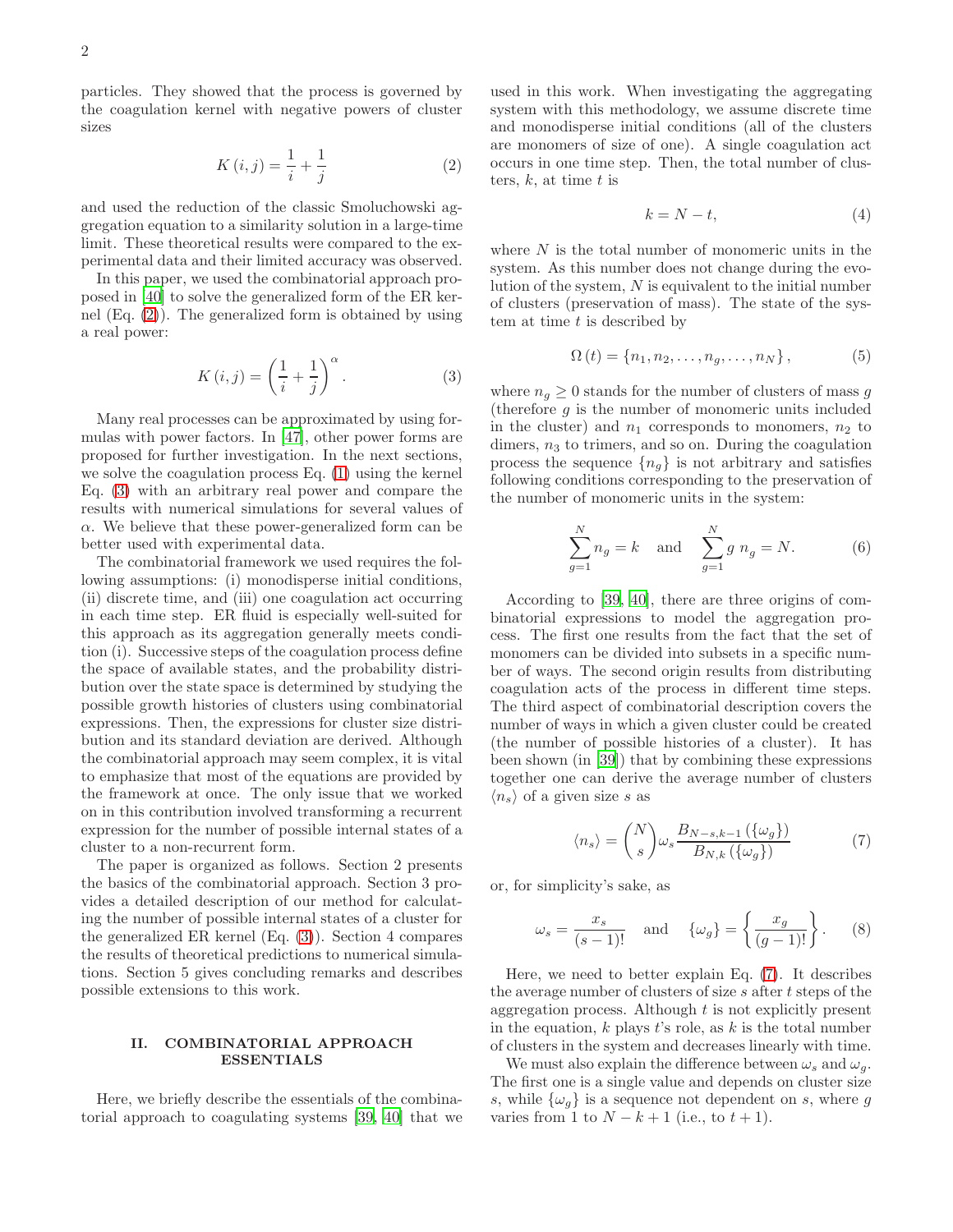particles. They showed that the process is governed by the coagulation kernel with negative powers of cluster sizes

$$K(i,j) = \frac{1}{i} + \frac{1}{j} \tag{2}$$

and used the reduction of the classic Smoluchowski aggregation equation to a similarity solution in a large-time limit. These theoretical results were compared to the experimental data and their limited accuracy was observed.

In this paper, we used the combinatorial approach proposed in [40] to solve the generalized form of the ER kernel (Eq. (2)). The generalized form is obtained by using a real power:

$$K(i,j) = \left(\frac{1}{i} + \frac{1}{j}\right)^{\alpha}. \tag{3}$$

Many real processes can be approximated by using formulas with power factors. In [47], other power forms are proposed for further investigation. In the next sections, we solve the coagulation process Eq. (1) using the kernel Eq. (3) with an arbitrary real power and compare the results with numerical simulations for several values of $\alpha$. We believe that these power-generalized form can be better used with experimental data.

The combinatorial framework we used requires the following assumptions: (i) monodisperse initial conditions, (ii) discrete time, and (iii) one coagulation act occurring in each time step. ER fluid is especially well-suited for this approach as its aggregation generally meets condition (i). Successive steps of the coagulation process define the space of available states, and the probability distribution over the state space is determined by studying the possible growth histories of clusters using combinatorial expressions. Then, the expressions for cluster size distribution and its standard deviation are derived. Although the combinatorial approach may seem complex, it is vital to emphasize that most of the equations are provided by the framework at once. The only issue that we worked on in this contribution involved transforming a recurrent expression for the number of possible internal states of a cluster to a non-recurrent form.

The paper is organized as follows. Section 2 presents the basics of the combinatorial approach. Section 3 provides a detailed description of our method for calculating the number of possible internal states of a cluster for the generalized ER kernel (Eq. (3)). Section 4 compares the results of theoretical predictions to numerical simulations. Section 5 gives concluding remarks and describes possible extensions to this work.

## II. COMBINATORIAL APPROACH ESSENTIALS

Here, we briefly describe the essentials of the combinatorial approach to coagulating systems [39, 40] that we used in this work. When investigating the aggregating system with this methodology, we assume discrete time and monodisperse initial conditions (all of the clusters are monomers of size of one). A single coagulation act occurs in one time step. Then, the total number of clusters, $k$, at time $t$ is

$$k = N - t, \tag{4}$$

where $N$ is the total number of monomeric units in the system. As this number does not change during the evolution of the system, $N$ is equivalent to the initial number of clusters (preservation of mass). The state of the system at time $t$ is described by

$$\Omega(t) = \{n_1, n_2, \ldots, n_g, \ldots, n_N\}, \tag{5}$$

where $n_g \geq 0$ stands for the number of clusters of mass $g$ (therefore $g$ is the number of monomeric units included in the cluster) and $n_1$ corresponds to monomers, $n_2$ to dimers, $n_3$ to trimers, and so on. During the coagulation process the sequence $\{n_g\}$ is not arbitrary and satisfies following conditions corresponding to the preservation of the number of monomeric units in the system:

$$\sum_{g=1}^{N} n_g = k \quad \text{and} \quad \sum_{g=1}^{N} g\, n_g = N. \tag{6}$$

According to [39, 40], there are three origins of combinatorial expressions to model the aggregation process. The first one results from the fact that the set of monomers can be divided into subsets in a specific number of ways. The second origin results from distributing coagulation acts of the process in different time steps. The third aspect of combinatorial description covers the number of ways in which a given cluster could be created (the number of possible histories of a cluster). It has been shown (in [39]) that by combining these expressions together one can derive the average number of clusters $\langle n_s \rangle$ of a given size $s$ as

$$\langle n_s \rangle = \binom{N}{s} \omega_s \frac{B_{N-s,k-1}(\{\omega_g\})}{B_{N,k}(\{\omega_g\})} \tag{7}$$

or, for simplicity's sake, as

$$\omega_s = \frac{x_s}{(s-1)!} \quad \text{and} \quad \{\omega_g\} = \left\{\frac{x_g}{(g-1)!}\right\}. \tag{8}$$

Here, we need to better explain Eq. (7). It describes the average number of clusters of size $s$ after $t$ steps of the aggregation process. Although $t$ is not explicitly present in the equation, $k$ plays $t$'s role, as $k$ is the total number of clusters in the system and decreases linearly with time.

We must also explain the difference between $\omega_s$ and $\omega_g$. The first one is a single value and depends on cluster size $s$, while $\{\omega_g\}$ is a sequence not dependent on $s$, where $g$ varies from 1 to $N - k + 1$ (i.e., to $t + 1$).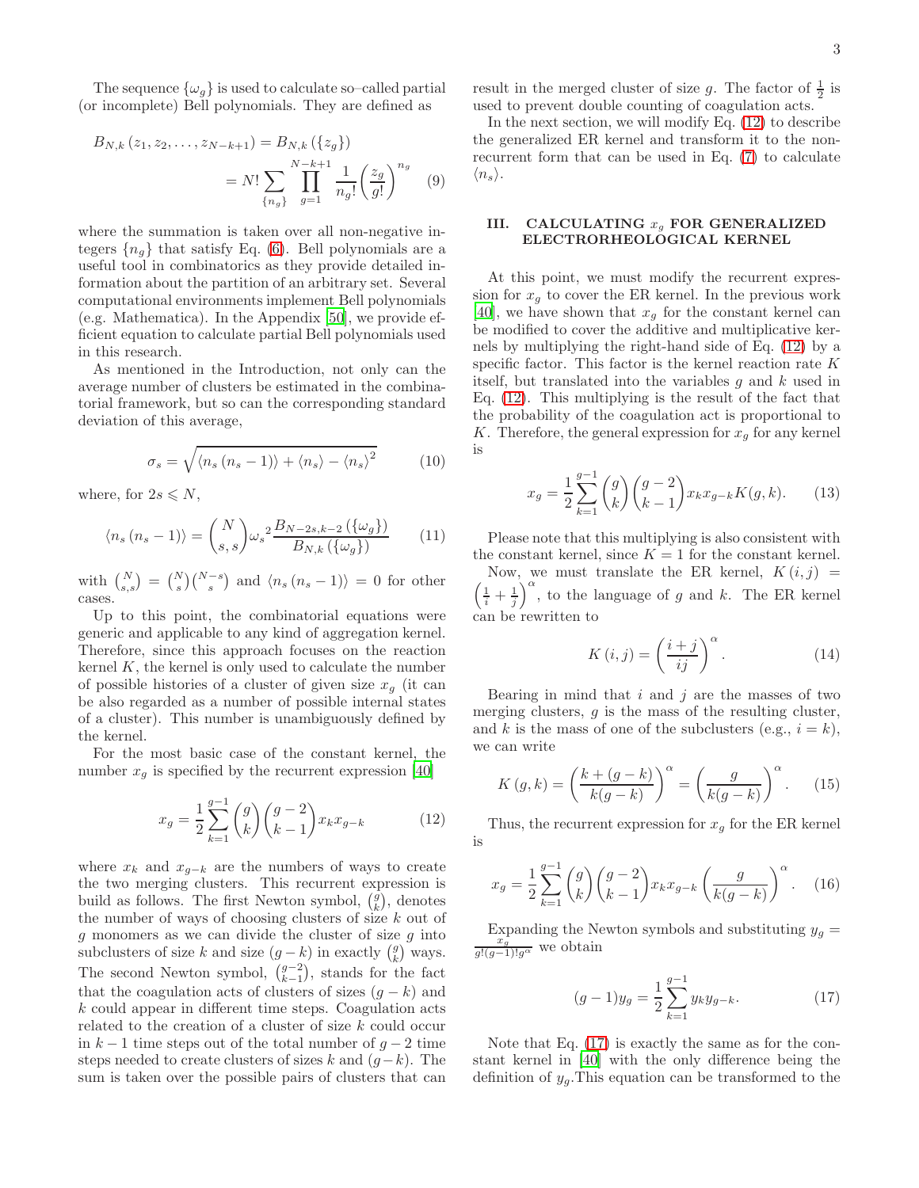The sequence $\{\omega_g\}$ is used to calculate so–called partial (or incomplete) Bell polynomials. They are defined as

$$B_{N,k}\left(z_1, z_2, \ldots, z_{N-k+1}\right) = B_{N,k}\left(\{z_g\}\right) = N! \sum_{\{n_g\}} \prod_{g=1}^{N-k+1} \frac{1}{n_g!}\left(\frac{z_g}{g!}\right)^{n_g} \quad (9)$$

where the summation is taken over all non-negative integers $\{n_g\}$ that satisfy Eq. (6). Bell polynomials are a useful tool in combinatorics as they provide detailed information about the partition of an arbitrary set. Several computational environments implement Bell polynomials (e.g. Mathematica). In the Appendix [50], we provide efficient equation to calculate partial Bell polynomials used in this research.

As mentioned in the Introduction, not only can the average number of clusters be estimated in the combinatorial framework, but so can the corresponding standard deviation of this average,

$$\sigma_s = \sqrt{\langle n_s\left(n_s - 1\right)\rangle + \langle n_s\rangle - \langle n_s\rangle^2} \quad (10)$$

where, for $2s \leqslant N$,

$$\langle n_s\left(n_s - 1\right)\rangle = \binom{N}{s, s}{\omega_s}^2 \frac{B_{N-2s,k-2}\left(\{\omega_g\}\right)}{B_{N,k}\left(\{\omega_g\}\right)} \quad (11)$$

with $\binom{N}{s,s} = \binom{N}{s}\binom{N-s}{s}$ and $\langle n_s\left(n_s - 1\right)\rangle = 0$ for other cases.

Up to this point, the combinatorial equations were generic and applicable to any kind of aggregation kernel. Therefore, since this approach focuses on the reaction kernel $K$, the kernel is only used to calculate the number of possible histories of a cluster of given size $x_g$ (it can be also regarded as a number of possible internal states of a cluster). This number is unambiguously defined by the kernel.

For the most basic case of the constant kernel, the number $x_g$ is specified by the recurrent expression [40]

$$x_g = \frac{1}{2}\sum_{k=1}^{g-1}\binom{g}{k}\binom{g-2}{k-1}x_k x_{g-k} \quad (12)$$

where $x_k$ and $x_{g-k}$ are the numbers of ways to create the two merging clusters. This recurrent expression is build as follows. The first Newton symbol, $\binom{g}{k}$, denotes the number of ways of choosing clusters of size $k$ out of $g$ monomers as we can divide the cluster of size $g$ into subclusters of size $k$ and size $(g-k)$ in exactly $\binom{g}{k}$ ways. The second Newton symbol, $\binom{g-2}{k-1}$, stands for the fact that the coagulation acts of clusters of sizes $(g-k)$ and $k$ could appear in different time steps. Coagulation acts related to the creation of a cluster of size $k$ could occur in $k-1$ time steps out of the total number of $g-2$ time steps needed to create clusters of sizes $k$ and $(g-k)$. The sum is taken over the possible pairs of clusters that can result in the merged cluster of size $g$. The factor of $\frac{1}{2}$ is used to prevent double counting of coagulation acts.

In the next section, we will modify Eq. (12) to describe the generalized ER kernel and transform it to the non-recurrent form that can be used in Eq. (7) to calculate $\langle n_s\rangle$.

## III. CALCULATING $x_g$ FOR GENERALIZED ELECTRORHEOLOGICAL KERNEL

At this point, we must modify the recurrent expression for $x_g$ to cover the ER kernel. In the previous work [40], we have shown that $x_g$ for the constant kernel can be modified to cover the additive and multiplicative kernels by multiplying the right-hand side of Eq. (12) by a specific factor. This factor is the kernel reaction rate $K$ itself, but translated into the variables $g$ and $k$ used in Eq. (12). This multiplying is the result of the fact that the probability of the coagulation act is proportional to $K$. Therefore, the general expression for $x_g$ for any kernel is

$$x_g = \frac{1}{2}\sum_{k=1}^{g-1}\binom{g}{k}\binom{g-2}{k-1}x_k x_{g-k} K(g,k). \quad (13)$$

Please note that this multiplying is also consistent with the constant kernel, since $K = 1$ for the constant kernel.

Now, we must translate the ER kernel, $K\left(i, j\right) = \left(\frac{1}{i} + \frac{1}{j}\right)^\alpha$, to the language of $g$ and $k$. The ER kernel can be rewritten to

$$K\left(i, j\right) = \left(\frac{i+j}{ij}\right)^\alpha. \quad (14)$$

Bearing in mind that $i$ and $j$ are the masses of two merging clusters, $g$ is the mass of the resulting cluster, and $k$ is the mass of one of the subclusters (e.g., $i = k$), we can write

$$K\left(g, k\right) = \left(\frac{k + (g-k)}{k(g-k)}\right)^\alpha = \left(\frac{g}{k(g-k)}\right)^\alpha. \quad (15)$$

Thus, the recurrent expression for $x_g$ for the ER kernel is

$$x_g = \frac{1}{2}\sum_{k=1}^{g-1}\binom{g}{k}\binom{g-2}{k-1}x_k x_{g-k}\left(\frac{g}{k(g-k)}\right)^\alpha. \quad (16)$$

Expanding the Newton symbols and substituting $y_g = \frac{x_g}{g!(g-1)!g^\alpha}$ we obtain

$$(g-1)y_g = \frac{1}{2}\sum_{k=1}^{g-1} y_k y_{g-k}. \quad (17)$$

Note that Eq. (17) is exactly the same as for the constant kernel in [40] with the only difference being the definition of $y_g$. This equation can be transformed to the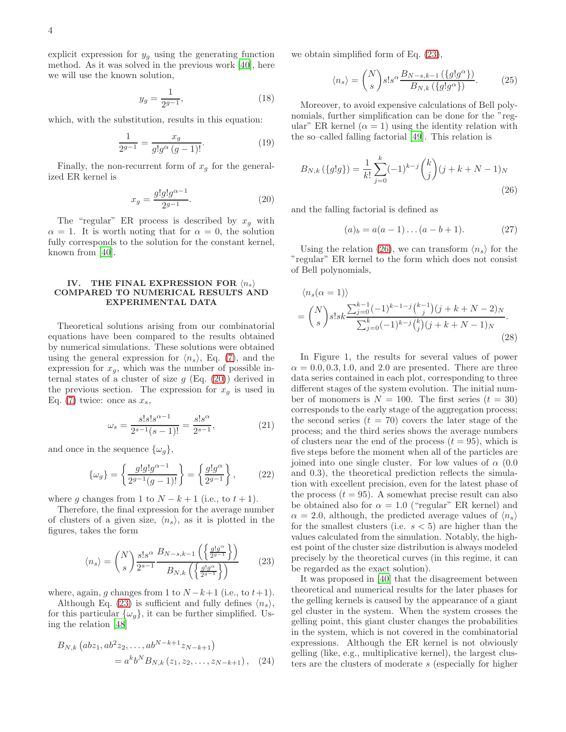explicit expression for $y_g$ using the generating function method. As it was solved in the previous work [40], here we will use the known solution,

$$y_g = \frac{1}{2^{g-1}}, \tag{18}$$

which, with the substitution, results in this equation:

$$\frac{1}{2^{g-1}} = \frac{x_g}{g!g^{\alpha}\,(g-1)!}. \tag{19}$$

Finally, the non-recurrent form of $x_g$ for the generalized ER kernel is

$$x_g = \frac{g!g!g^{\alpha-1}}{2^{g-1}}. \tag{20}$$

The "regular" ER process is described by $x_g$ with $\alpha = 1$. It is worth noting that for $\alpha = 0$, the solution fully corresponds to the solution for the constant kernel, known from [40].

## IV. THE FINAL EXPRESSION FOR $\langle n_s \rangle$ COMPARED TO NUMERICAL RESULTS AND EXPERIMENTAL DATA

Theoretical solutions arising from our combinatorial equations have been compared to the results obtained by numerical simulations. These solutions were obtained using the general expression for $\langle n_s \rangle$, Eq. (7), and the expression for $x_g$, which was the number of possible internal states of a cluster of size $g$ (Eq. (20)) derived in the previous section. The expression for $x_g$ is used in Eq. (7) twice: once as $x_s$,

$$\omega_s = \frac{s!s!s^{\alpha-1}}{2^{s-1}(s-1)!} = \frac{s!s^{\alpha}}{2^{s-1}}, \tag{21}$$

and once in the sequence $\{\omega_g\}$,

$$\{\omega_g\} = \left\{\frac{g!g!g^{\alpha-1}}{2^{g-1}(g-1)!}\right\} = \left\{\frac{g!g^{\alpha}}{2^{g-1}}\right\}, \tag{22}$$

where $g$ changes from 1 to $N-k+1$ (i.e., to $t+1$).

Therefore, the final expression for the average number of clusters of a given size, $\langle n_s \rangle$, as it is plotted in the figures, takes the form

$$\langle n_s \rangle = \binom{N}{s}\frac{s!s^{\alpha}}{2^{s-1}}\frac{B_{N-s,k-1}\left(\left\{\frac{g!g^{\alpha}}{2^{g-1}}\right\}\right)}{B_{N,k}\left(\left\{\frac{g!g^{\alpha}}{2^{g-1}}\right\}\right)} \tag{23}$$

where, again, $g$ changes from 1 to $N-k+1$ (i.e., to $t+1$).

Although Eq. (23) is sufficient and fully defines $\langle n_s \rangle$, for this particular $\{\omega_g\}$, it can be further simplified. Using the relation [48]

$$\begin{aligned} B_{N,k}&\left(abz_1, ab^2z_2, \ldots, ab^{N-k+1}z_{N-k+1}\right) \\ &= a^k b^N B_{N,k}\left(z_1, z_2, \ldots, z_{N-k+1}\right), \end{aligned} \tag{24}$$

we obtain simplified form of Eq. (23),

$$\langle n_s \rangle = \binom{N}{s}s!s^{\alpha}\frac{B_{N-s,k-1}\left(\{g!g^{\alpha}\}\right)}{B_{N,k}\left(\{g!g^{\alpha}\}\right)}. \tag{25}$$

Moreover, to avoid expensive calculations of Bell polynomials, further simplification can be done for the "regular" ER kernel ($\alpha = 1$) using the identity relation with the so–called falling factorial [49]. This relation is

$$B_{N,k}\left(\{g!g\}\right) = \frac{1}{k!}\sum_{j=0}^{k}(-1)^{k-j}\binom{k}{j}(j+k+N-1)_N \tag{26}$$

and the falling factorial is defined as

$$(a)_b = a(a-1)\ldots(a-b+1). \tag{27}$$

Using the relation (26), we can transform $\langle n_s \rangle$ for the "regular" ER kernel to the form which does not consist of Bell polynomials,

$$\begin{aligned} &\langle n_s(\alpha=1)\rangle \\ &= \binom{N}{s}s!sk\frac{\sum_{j=0}^{k-1}(-1)^{k-1-j}\binom{k-1}{j}(j+k+N-2)_N}{\sum_{j=0}^{k}(-1)^{k-j}\binom{k}{j}(j+k+N-1)_N}. \end{aligned} \tag{28}$$

In Figure 1, the results for several values of power $\alpha = 0.0, 0.3, 1.0$, and $2.0$ are presented. There are three data series contained in each plot, corresponding to three different stages of the system evolution. The initial number of monomers is $N = 100$. The first series ($t = 30$) corresponds to the early stage of the aggregation process; the second series ($t = 70$) covers the later stage of the process; and the third series shows the average numbers of clusters near the end of the process ($t = 95$), which is five steps before the moment when all of the particles are joined into one single cluster. For low values of $\alpha$ (0.0 and 0.3), the theoretical prediction reflects the simulation with excellent precision, even for the latest phase of the process ($t = 95$). A somewhat precise result can also be obtained also for $\alpha = 1.0$ ("regular" ER kernel) and $\alpha = 2.0$, although, the predicted average values of $\langle n_s \rangle$ for the smallest clusters (i.e. $s < 5$) are higher than the values calculated from the simulation. Notably, the highest point of the cluster size distribution is always modeled precisely by the theoretical curves (in this regime, it can be regarded as the exact solution).

It was proposed in [40] that the disagreement between theoretical and numerical results for the later phases for the gelling kernels is caused by the appearance of a giant gel cluster in the system. When the system crosses the gelling point, this giant cluster changes the probabilities in the system, which is not covered in the combinatorial expressions. Although the ER kernel is not obviously gelling (like, e.g., multiplicative kernel), the largest clusters are the clusters of moderate $s$ (especially for higher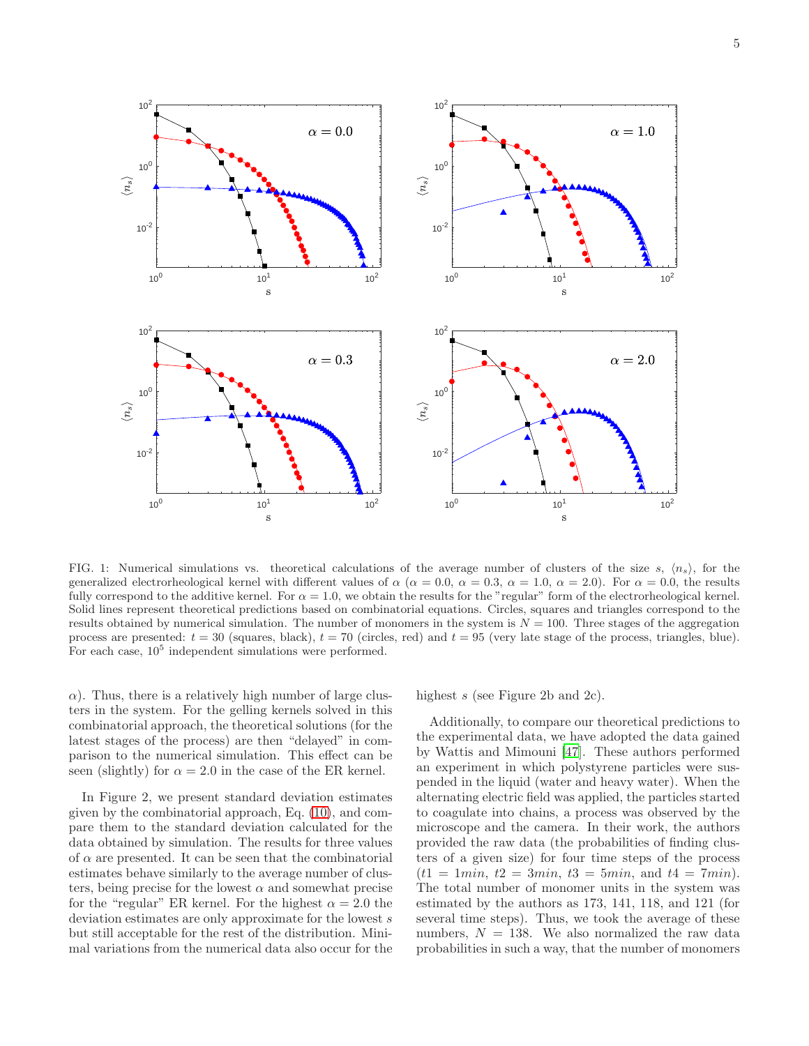FIG. 1: Numerical simulations vs. theoretical calculations of the average number of clusters of the size $s$, $\langle n_s \rangle$, for the generalized electrorheological kernel with different values of $\alpha$ ($\alpha = 0.0$, $\alpha = 0.3$, $\alpha = 1.0$, $\alpha = 2.0$). For $\alpha = 0.0$, the results fully correspond to the additive kernel. For $\alpha = 1.0$, we obtain the results for the "regular" form of the electrorheological kernel. Solid lines represent theoretical predictions based on combinatorial equations. Circles, squares and triangles correspond to the results obtained by numerical simulation. The number of monomers in the system is $N = 100$. Three stages of the aggregation process are presented: $t = 30$ (squares, black), $t = 70$ (circles, red) and $t = 95$ (very late stage of the process, triangles, blue). For each case, $10^5$ independent simulations were performed.

$\alpha$). Thus, there is a relatively high number of large clusters in the system. For the gelling kernels solved in this combinatorial approach, the theoretical solutions (for the latest stages of the process) are then "delayed" in comparison to the numerical simulation. This effect can be seen (slightly) for $\alpha = 2.0$ in the case of the ER kernel.

In Figure 2, we present standard deviation estimates given by the combinatorial approach, Eq. (10), and compare them to the standard deviation calculated for the data obtained by simulation. The results for three values of $\alpha$ are presented. It can be seen that the combinatorial estimates behave similarly to the average number of clusters, being precise for the lowest $\alpha$ and somewhat precise for the "regular" ER kernel. For the highest $\alpha = 2.0$ the deviation estimates are only approximate for the lowest $s$ but still acceptable for the rest of the distribution. Minimal variations from the numerical data also occur for the highest $s$ (see Figure 2b and 2c).

Additionally, to compare our theoretical predictions to the experimental data, we have adopted the data gained by Wattis and Mimouni [47]. These authors performed an experiment in which polystyrene particles were suspended in the liquid (water and heavy water). When the alternating electric field was applied, the particles started to coagulate into chains, a process was observed by the microscope and the camera. In their work, the authors provided the raw data (the probabilities of finding clusters of a given size) for four time steps of the process ($t1 = 1min$, $t2 = 3min$, $t3 = 5min$, and $t4 = 7min$). The total number of monomer units in the system was estimated by the authors as 173, 141, 118, and 121 (for several time steps). Thus, we took the average of these numbers, $N = 138$. We also normalized the raw data probabilities in such a way, that the number of monomers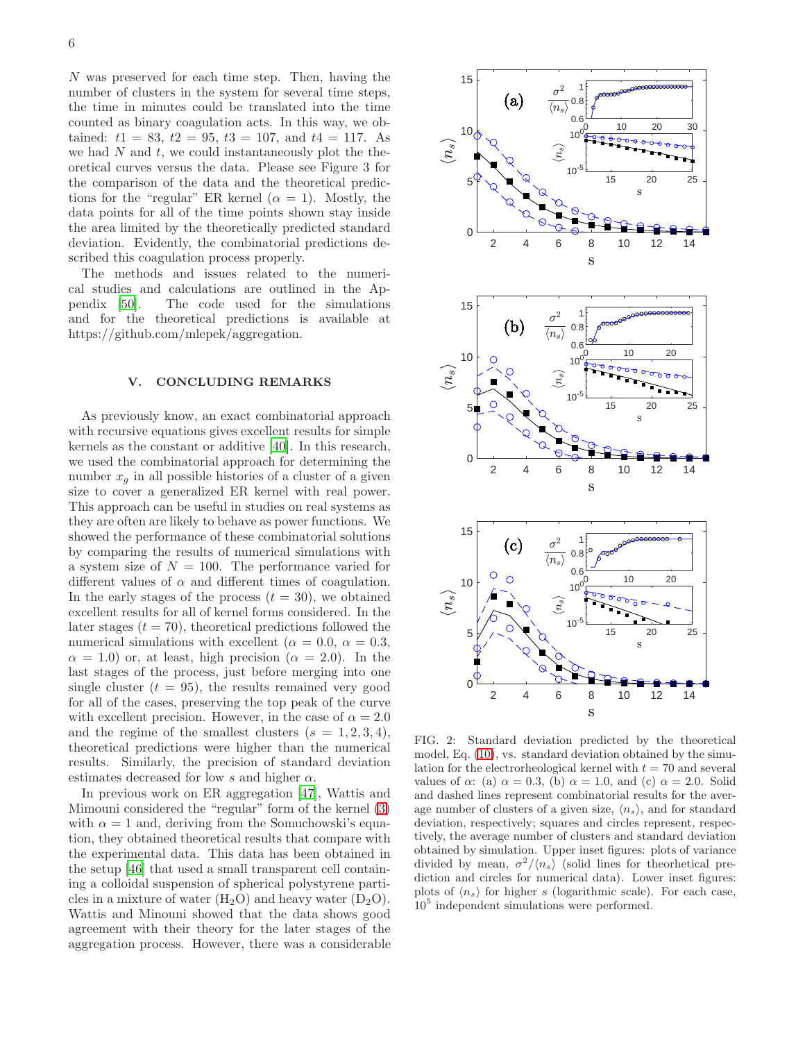$N$ was preserved for each time step. Then, having the number of clusters in the system for several time steps, the time in minutes could be translated into the time counted as binary coagulation acts. In this way, we obtained: $t1 = 83$, $t2 = 95$, $t3 = 107$, and $t4 = 117$. As we had $N$ and $t$, we could instantaneously plot the theoretical curves versus the data. Please see Figure 3 for the comparison of the data and the theoretical predictions for the "regular" ER kernel ($\alpha = 1$). Mostly, the data points for all of the time points shown stay inside the area limited by the theoretically predicted standard deviation. Evidently, the combinatorial predictions described this coagulation process properly.

The methods and issues related to the numerical studies and calculations are outlined in the Appendix [50]. The code used for the simulations and for the theoretical predictions is available at https://github.com/mlepek/aggregation.

## V. CONCLUDING REMARKS

As previously know, an exact combinatorial approach with recursive equations gives excellent results for simple kernels as the constant or additive [40]. In this research, we used the combinatorial approach for determining the number $x_g$ in all possible histories of a cluster of a given size to cover a generalized ER kernel with real power. This approach can be useful in studies on real systems as they are often are likely to behave as power functions. We showed the performance of these combinatorial solutions by comparing the results of numerical simulations with a system size of $N = 100$. The performance varied for different values of $\alpha$ and different times of coagulation. In the early stages of the process ($t = 30$), we obtained excellent results for all of kernel forms considered. In the later stages ($t = 70$), theoretical predictions followed the numerical simulations with excellent ($\alpha = 0.0$, $\alpha = 0.3$, $\alpha = 1.0$) or, at least, high precision ($\alpha = 2.0$). In the last stages of the process, just before merging into one single cluster ($t = 95$), the results remained very good for all of the cases, preserving the top peak of the curve with excellent precision. However, in the case of $\alpha = 2.0$ and the regime of the smallest clusters ($s = 1, 2, 3, 4$), theoretical predictions were higher than the numerical results. Similarly, the precision of standard deviation estimates decreased for low $s$ and higher $\alpha$.

In previous work on ER aggregation [47], Wattis and Mimouni considered the "regular" form of the kernel (3) with $\alpha = 1$ and, deriving from the Somuchowski's equation, they obtained theoretical results that compare with the experimental data. This data has been obtained in the setup [46] that used a small transparent cell containing a colloidal suspension of spherical polystyrene particles in a mixture of water ($H_2O$) and heavy water ($D_2O$). Wattis and Minouni showed that the data shows good agreement with their theory for the later stages of the aggregation process. However, there was a considerable

FIG. 2: Standard deviation predicted by the theoretical model, Eq. (10), vs. standard deviation obtained by the simulation for the electrorheological kernel with $t = 70$ and several values of $\alpha$: (a) $\alpha = 0.3$, (b) $\alpha = 1.0$, and (c) $\alpha = 2.0$. Solid and dashed lines represent combinatorial results for the average number of clusters of a given size, $\langle n_s \rangle$, and for standard deviation, respectively; squares and circles represent, respectively, the average number of clusters and standard deviation obtained by simulation. Upper inset figures: plots of variance divided by mean, $\sigma^2/\langle n_s \rangle$ (solid lines for theorhetical prediction and circles for numerical data). Lower inset figures: plots of $\langle n_s \rangle$ for higher $s$ (logarithmic scale). For each case, $10^5$ independent simulations were performed.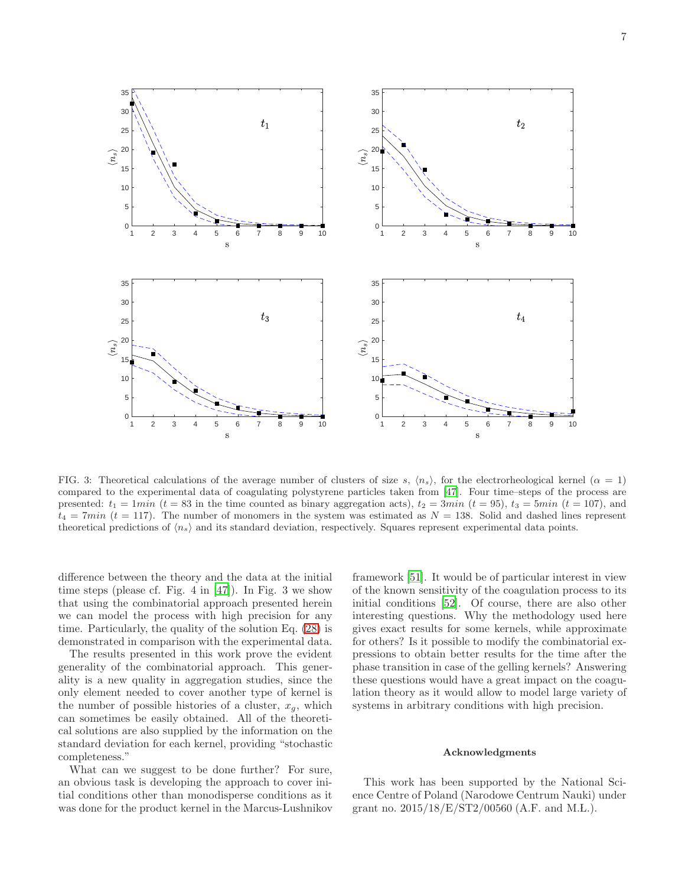FIG. 3: Theoretical calculations of the average number of clusters of size $s$, $\langle n_s \rangle$, for the electrorheological kernel ($\alpha = 1$) compared to the experimental data of coagulating polystyrene particles taken from [47]. Four time–steps of the process are presented: $t_1 = 1min$ ($t = 83$ in the time counted as binary aggregation acts), $t_2 = 3min$ ($t = 95$), $t_3 = 5min$ ($t = 107$), and $t_4 = 7min$ ($t = 117$). The number of monomers in the system was estimated as $N = 138$. Solid and dashed lines represent theoretical predictions of $\langle n_s \rangle$ and its standard deviation, respectively. Squares represent experimental data points.

difference between the theory and the data at the initial time steps (please cf. Fig. 4 in [47]). In Fig. 3 we show that using the combinatorial approach presented herein we can model the process with high precision for any time. Particularly, the quality of the solution Eq. (28) is demonstrated in comparison with the experimental data.

The results presented in this work prove the evident generality of the combinatorial approach. This generality is a new quality in aggregation studies, since the only element needed to cover another type of kernel is the number of possible histories of a cluster, $x_g$, which can sometimes be easily obtained. All of the theoretical solutions are also supplied by the information on the standard deviation for each kernel, providing "stochastic completeness."

What can we suggest to be done further? For sure, an obvious task is developing the approach to cover initial conditions other than monodisperse conditions as it was done for the product kernel in the Marcus-Lushnikov framework [51]. It would be of particular interest in view of the known sensitivity of the coagulation process to its initial conditions [52]. Of course, there are also other interesting questions. Why the methodology used here gives exact results for some kernels, while approximate for others? Is it possible to modify the combinatorial expressions to obtain better results for the time after the phase transition in case of the gelling kernels? Answering these questions would have a great impact on the coagulation theory as it would allow to model large variety of systems in arbitrary conditions with high precision.

## Acknowledgments

This work has been supported by the National Science Centre of Poland (Narodowe Centrum Nauki) under grant no. 2015/18/E/ST2/00560 (A.F. and M.Ł.).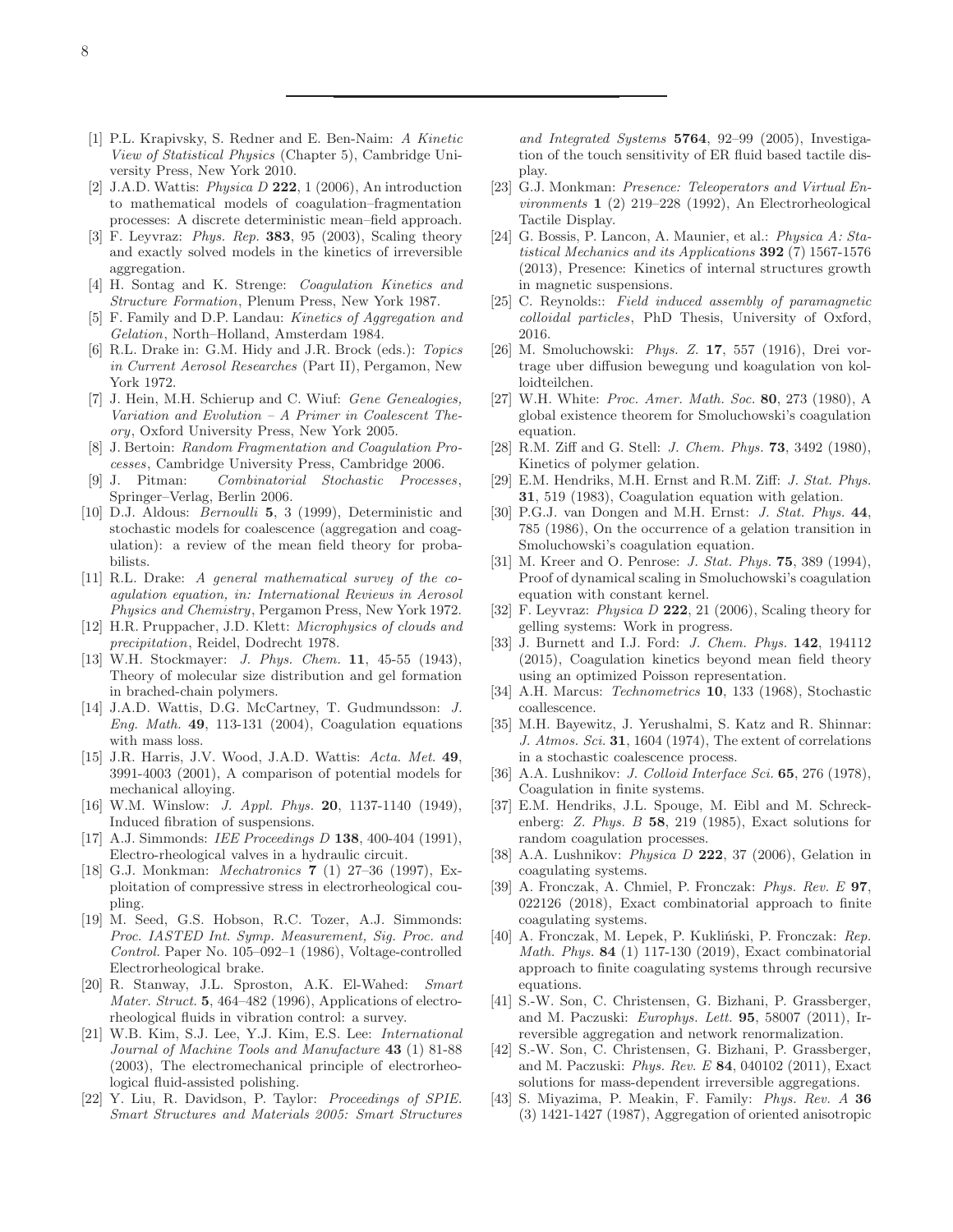[1] P.L. Krapivsky, S. Redner and E. Ben-Naim: *A Kinetic View of Statistical Physics* (Chapter 5), Cambridge University Press, New York 2010.

[2] J.A.D. Wattis: *Physica D* **222**, 1 (2006), An introduction to mathematical models of coagulation–fragmentation processes: A discrete deterministic mean–field approach.

[3] F. Leyvraz: *Phys. Rep.* **383**, 95 (2003), Scaling theory and exactly solved models in the kinetics of irreversible aggregation.

[4] H. Sontag and K. Strenge: *Coagulation Kinetics and Structure Formation*, Plenum Press, New York 1987.

[5] F. Family and D.P. Landau: *Kinetics of Aggregation and Gelation*, North–Holland, Amsterdam 1984.

[6] R.L. Drake in: G.M. Hidy and J.R. Brock (eds.): *Topics in Current Aerosol Researches* (Part II), Pergamon, New York 1972.

[7] J. Hein, M.H. Schierup and C. Wiuf: *Gene Genealogies, Variation and Evolution – A Primer in Coalescent Theory*, Oxford University Press, New York 2005.

[8] J. Bertoin: *Random Fragmentation and Coagulation Processes*, Cambridge University Press, Cambridge 2006.

[9] J. Pitman: *Combinatorial Stochastic Processes*, Springer–Verlag, Berlin 2006.

[10] D.J. Aldous: *Bernoulli* **5**, 3 (1999), Deterministic and stochastic models for coalescence (aggregation and coagulation): a review of the mean field theory for probabilists.

[11] R.L. Drake: *A general mathematical survey of the coagulation equation, in: International Reviews in Aerosol Physics and Chemistry*, Pergamon Press, New York 1972.

[12] H.R. Pruppacher, J.D. Klett: *Microphysics of clouds and precipitation*, Reidel, Dodrecht 1978.

[13] W.H. Stockmayer: *J. Phys. Chem.* **11**, 45-55 (1943), Theory of molecular size distribution and gel formation in brached-chain polymers.

[14] J.A.D. Wattis, D.G. McCartney, T. Gudmundsson: *J. Eng. Math.* **49**, 113-131 (2004), Coagulation equations with mass loss.

[15] J.R. Harris, J.V. Wood, J.A.D. Wattis: *Acta. Met.* **49**, 3991-4003 (2001), A comparison of potential models for mechanical alloying.

[16] W.M. Winslow: *J. Appl. Phys.* **20**, 1137-1140 (1949), Induced fibration of suspensions.

[17] A.J. Simmonds: *IEE Proceedings D* **138**, 400-404 (1991), Electro-rheological valves in a hydraulic circuit.

[18] G.J. Monkman: *Mechatronics* **7** (1) 27–36 (1997), Exploitation of compressive stress in electrorheological coupling.

[19] M. Seed, G.S. Hobson, R.C. Tozer, A.J. Simmonds: *Proc. IASTED Int. Symp. Measurement, Sig. Proc. and Control.* Paper No. 105–092–1 (1986), Voltage-controlled Electrorheological brake.

[20] R. Stanway, J.L. Sproston, A.K. El-Wahed: *Smart Mater. Struct.* **5**, 464–482 (1996), Applications of electro-rheological fluids in vibration control: a survey.

[21] W.B. Kim, S.J. Lee, Y.J. Kim, E.S. Lee: *International Journal of Machine Tools and Manufacture* **43** (1) 81-88 (2003), The electromechanical principle of electrorheological fluid-assisted polishing.

[22] Y. Liu, R. Davidson, P. Taylor: *Proceedings of SPIE. Smart Structures and Materials 2005: Smart Structures and Integrated Systems* **5764**, 92–99 (2005), Investigation of the touch sensitivity of ER fluid based tactile display.

[23] G.J. Monkman: *Presence: Teleoperators and Virtual Environments* **1** (2) 219–228 (1992), An Electrorheological Tactile Display.

[24] G. Bossis, P. Lancon, A. Maunier, et al.: *Physica A: Statistical Mechanics and its Applications* **392** (7) 1567-1576 (2013), Presence: Kinetics of internal structures growth in magnetic suspensions.

[25] C. Reynolds:: *Field induced assembly of paramagnetic colloidal particles*, PhD Thesis, University of Oxford, 2016.

[26] M. Smoluchowski: *Phys. Z.* **17**, 557 (1916), Drei vortrage uber diffusion bewegung und koagulation von kolloidteilchen.

[27] W.H. White: *Proc. Amer. Math. Soc.* **80**, 273 (1980), A global existence theorem for Smoluchowski's coagulation equation.

[28] R.M. Ziff and G. Stell: *J. Chem. Phys.* **73**, 3492 (1980), Kinetics of polymer gelation.

[29] E.M. Hendriks, M.H. Ernst and R.M. Ziff: *J. Stat. Phys.* **31**, 519 (1983), Coagulation equation with gelation.

[30] P.G.J. van Dongen and M.H. Ernst: *J. Stat. Phys.* **44**, 785 (1986), On the occurrence of a gelation transition in Smoluchowski's coagulation equation.

[31] M. Kreer and O. Penrose: *J. Stat. Phys.* **75**, 389 (1994), Proof of dynamical scaling in Smoluchowski's coagulation equation with constant kernel.

[32] F. Leyvraz: *Physica D* **222**, 21 (2006), Scaling theory for gelling systems: Work in progress.

[33] J. Burnett and I.J. Ford: *J. Chem. Phys.* **142**, 194112 (2015), Coagulation kinetics beyond mean field theory using an optimized Poisson representation.

[34] A.H. Marcus: *Technometrics* **10**, 133 (1968), Stochastic coallescence.

[35] M.H. Bayewitz, J. Yerushalmi, S. Katz and R. Shinnar: *J. Atmos. Sci.* **31**, 1604 (1974), The extent of correlations in a stochastic coalescence process.

[36] A.A. Lushnikov: *J. Colloid Interface Sci.* **65**, 276 (1978), Coagulation in finite systems.

[37] E.M. Hendriks, J.L. Spouge, M. Eibl and M. Schreckenberg: *Z. Phys. B* **58**, 219 (1985), Exact solutions for random coagulation processes.

[38] A.A. Lushnikov: *Physica D* **222**, 37 (2006), Gelation in coagulating systems.

[39] A. Fronczak, A. Chmiel, P. Fronczak: *Phys. Rev. E* **97**, 022126 (2018), Exact combinatorial approach to finite coagulating systems.

[40] A. Fronczak, M. Łepek, P. Kukliński, P. Fronczak: *Rep. Math. Phys.* **84** (1) 117-130 (2019), Exact combinatorial approach to finite coagulating systems through recursive equations.

[41] S.-W. Son, C. Christensen, G. Bizhani, P. Grassberger, and M. Paczuski: *Europhys. Lett.* **95**, 58007 (2011), Irreversible aggregation and network renormalization.

[42] S.-W. Son, C. Christensen, G. Bizhani, P. Grassberger, and M. Paczuski: *Phys. Rev. E* **84**, 040102 (2011), Exact solutions for mass-dependent irreversible aggregations.

[43] S. Miyazima, P. Meakin, F. Family: *Phys. Rev. A* **36** (3) 1421-1427 (1987), Aggregation of oriented anisotropic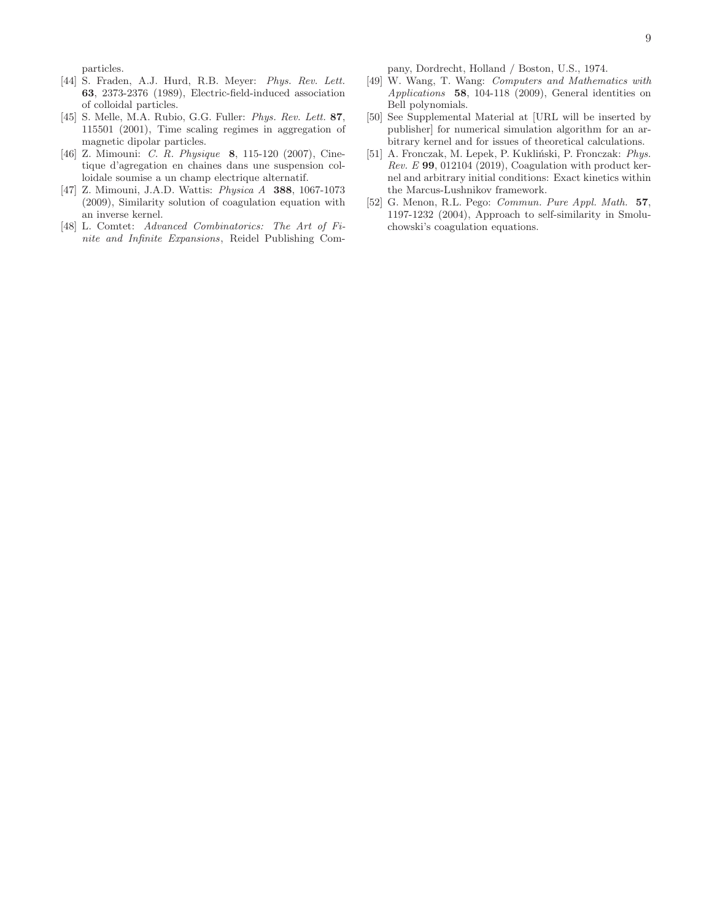particles.

[44] S. Fraden, A.J. Hurd, R.B. Meyer: *Phys. Rev. Lett.* **63**, 2373-2376 (1989), Electric-field-induced association of colloidal particles.

[45] S. Melle, M.A. Rubio, G.G. Fuller: *Phys. Rev. Lett.* **87**, 115501 (2001), Time scaling regimes in aggregation of magnetic dipolar particles.

[46] Z. Mimouni: *C. R. Physique* **8**, 115-120 (2007), Cinetique d'agregation en chaines dans une suspension colloidale soumise a un champ electrique alternatif.

[47] Z. Mimouni, J.A.D. Wattis: *Physica A* **388**, 1067-1073 (2009), Similarity solution of coagulation equation with an inverse kernel.

[48] L. Comtet: *Advanced Combinatorics: The Art of Finite and Infinite Expansions*, Reidel Publishing Company, Dordrecht, Holland / Boston, U.S., 1974.

[49] W. Wang, T. Wang: *Computers and Mathematics with Applications* **58**, 104-118 (2009), General identities on Bell polynomials.

[50] See Supplemental Material at [URL will be inserted by publisher] for numerical simulation algorithm for an arbitrary kernel and for issues of theoretical calculations.

[51] A. Fronczak, M. Łepek, P. Kukliński, P. Fronczak: *Phys. Rev. E* **99**, 012104 (2019), Coagulation with product kernel and arbitrary initial conditions: Exact kinetics within the Marcus-Lushnikov framework.

[52] G. Menon, R.L. Pego: *Commun. Pure Appl. Math.* **57**, 1197-1232 (2004), Approach to self-similarity in Smoluchowski's coagulation equations.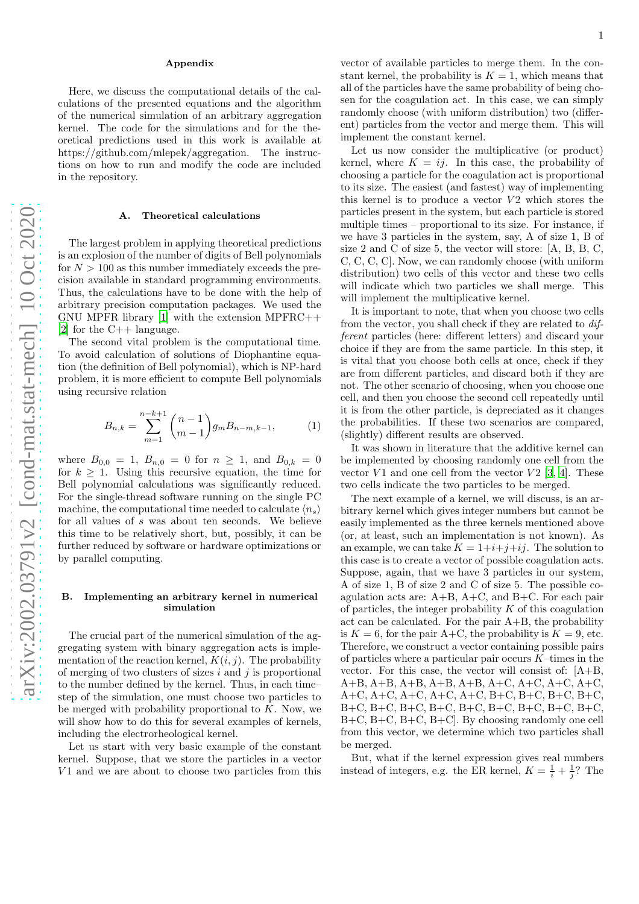## Appendix

Here, we discuss the computational details of the calculations of the presented equations and the algorithm of the numerical simulation of an arbitrary aggregation kernel. The code for the simulations and for the theoretical predictions used in this work is available at https://github.com/mlepek/aggregation. The instructions on how to run and modify the code are included in the repository.

### A. Theoretical calculations

The largest problem in applying theoretical predictions is an explosion of the number of digits of Bell polynomials for $N > 100$ as this number immediately exceeds the precision available in standard programming environments. Thus, the calculations have to be done with the help of arbitrary precision computation packages. We used the GNU MPFR library [1] with the extension MPFRC++ [2] for the C++ language.

The second vital problem is the computational time. To avoid calculation of solutions of Diophantine equation (the definition of Bell polynomial), which is NP-hard problem, it is more efficient to compute Bell polynomials using recursive relation

$$B_{n,k} = \sum_{m=1}^{n-k+1} \binom{n-1}{m-1} g_m B_{n-m,k-1}, \tag{1}$$

where $B_{0,0} = 1$, $B_{n,0} = 0$ for $n \geq 1$, and $B_{0,k} = 0$ for $k \geq 1$. Using this recursive equation, the time for Bell polynomial calculations was significantly reduced. For the single-thread software running on the single PC machine, the computational time needed to calculate $\langle n_s \rangle$ for all values of $s$ was about ten seconds. We believe this time to be relatively short, but, possibly, it can be further reduced by software or hardware optimizations or by parallel computing.

### B. Implementing an arbitrary kernel in numerical simulation

The crucial part of the numerical simulation of the aggregating system with binary aggregation acts is implementation of the reaction kernel, $K(i, j)$. The probability of merging of two clusters of sizes $i$ and $j$ is proportional to the number defined by the kernel. Thus, in each time–step of the simulation, one must choose two particles to be merged with probability proportional to $K$. Now, we will show how to do this for several examples of kernels, including the electrorheological kernel.

Let us start with very basic example of the constant kernel. Suppose, that we store the particles in a vector $V1$ and we are about to choose two particles from this vector of available particles to merge them. In the constant kernel, the probability is $K = 1$, which means that all of the particles have the same probability of being chosen for the coagulation act. In this case, we can simply randomly choose (with uniform distribution) two (different) particles from the vector and merge them. This will implement the constant kernel.

Let us now consider the multiplicative (or product) kernel, where $K = ij$. In this case, the probability of choosing a particle for the coagulation act is proportional to its size. The easiest (and fastest) way of implementing this kernel is to produce a vector $V2$ which stores the particles present in the system, but each particle is stored multiple times – proportional to its size. For instance, if we have 3 particles in the system, say, A of size 1, B of size 2 and C of size 5, the vector will store: [A, B, B, C, C, C, C, C]. Now, we can randomly choose (with uniform distribution) two cells of this vector and these two cells will indicate which two particles we shall merge. This will implement the multiplicative kernel.

It is important to note, that when you choose two cells from the vector, you shall check if they are related to *different* particles (here: different letters) and discard your choice if they are from the same particle. In this step, it is vital that you choose both cells at once, check if they are from different particles, and discard both if they are not. The other scenario of choosing, when you choose one cell, and then you choose the second cell repeatedly until it is from the other particle, is depreciated as it changes the probabilities. If these two scenarios are compared, (slightly) different results are observed.

It was shown in literature that the additive kernel can be implemented by choosing randomly one cell from the vector $V1$ and one cell from the vector $V2$ [3, 4]. These two cells indicate the two particles to be merged.

The next example of a kernel, we will discuss, is an arbitrary kernel which gives integer numbers but cannot be easily implemented as the three kernels mentioned above (or, at least, such an implementation is not known). As an example, we can take $K = 1+i+j+ij$. The solution to this case is to create a vector of possible coagulation acts. Suppose, again, that we have 3 particles in our system, A of size 1, B of size 2 and C of size 5. The possible coagulation acts are: A+B, A+C, and B+C. For each pair of particles, the integer probability $K$ of this coagulation act can be calculated. For the pair A+B, the probability is $K = 6$, for the pair A+C, the probability is $K = 9$, etc. Therefore, we construct a vector containing possible pairs of particles where a particular pair occurs $K$–times in the vector. For this case, the vector will consist of: [A+B, A+B, A+B, A+B, A+B, A+B, A+C, A+C, A+C, A+C, A+C, A+C, A+C, A+C, A+C, B+C, B+C, B+C, B+C, B+C, B+C, B+C, B+C, B+C, B+C, B+C, B+C, B+C, B+C, B+C, B+C, B+C, B+C]. By choosing randomly one cell from this vector, we determine which two particles shall be merged.

But, what if the kernel expression gives real numbers instead of integers, e.g. the ER kernel, $K = \frac{1}{i} + \frac{1}{j}$? The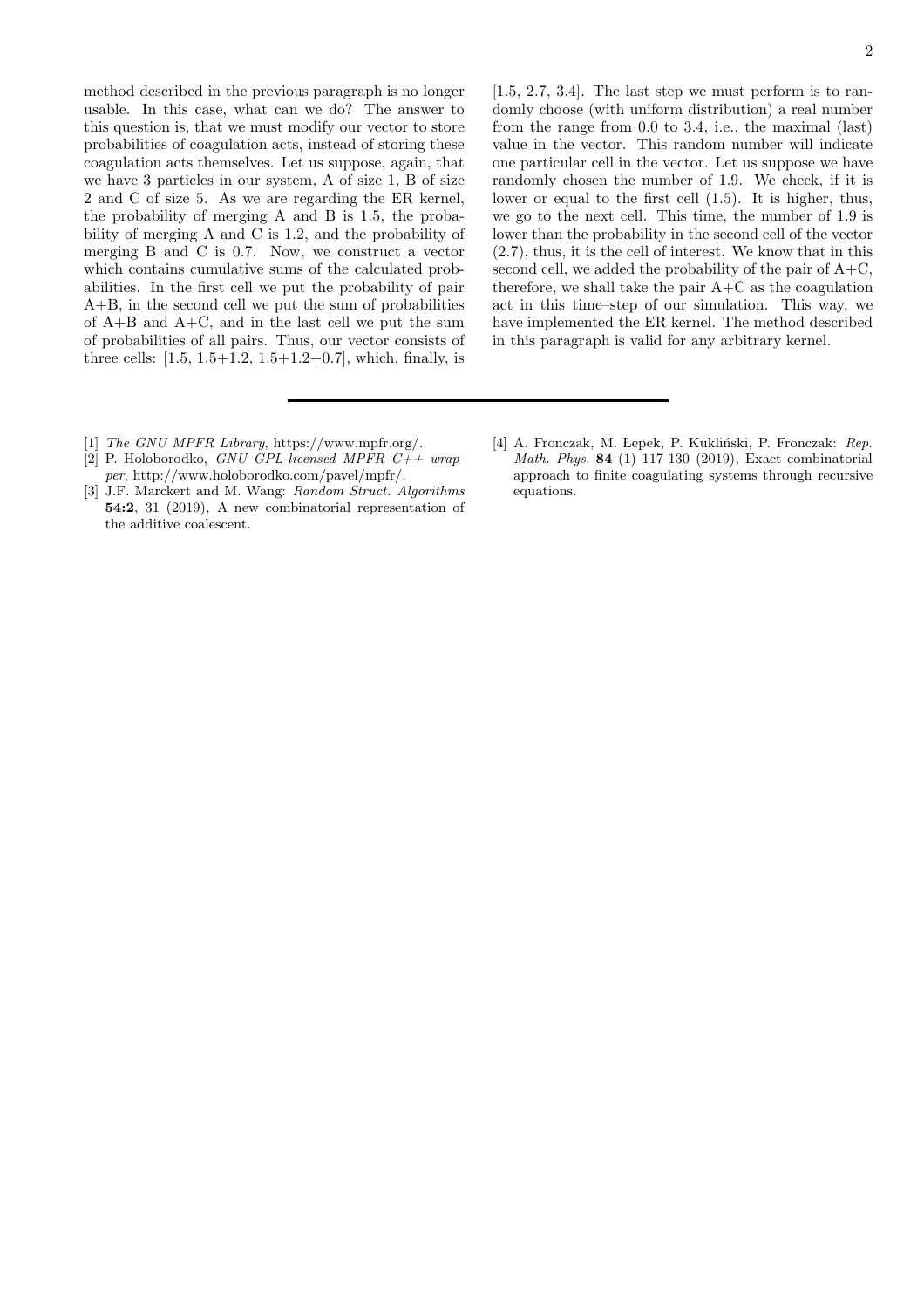method described in the previous paragraph is no longer usable. In this case, what can we do? The answer to this question is, that we must modify our vector to store probabilities of coagulation acts, instead of storing these coagulation acts themselves. Let us suppose, again, that we have 3 particles in our system, A of size 1, B of size 2 and C of size 5. As we are regarding the ER kernel, the probability of merging A and B is 1.5, the probability of merging A and C is 1.2, and the probability of merging B and C is 0.7. Now, we construct a vector which contains cumulative sums of the calculated probabilities. In the first cell we put the probability of pair A+B, in the second cell we put the sum of probabilities of A+B and A+C, and in the last cell we put the sum of probabilities of all pairs. Thus, our vector consists of three cells: [1.5, 1.5+1.2, 1.5+1.2+0.7], which, finally, is [1.5, 2.7, 3.4]. The last step we must perform is to randomly choose (with uniform distribution) a real number from the range from 0.0 to 3.4, i.e., the maximal (last) value in the vector. This random number will indicate one particular cell in the vector. Let us suppose we have randomly chosen the number of 1.9. We check, if it is lower or equal to the first cell (1.5). It is higher, thus, we go to the next cell. This time, the number of 1.9 is lower than the probability in the second cell of the vector (2.7), thus, it is the cell of interest. We know that in this second cell, we added the probability of the pair of A+C, therefore, we shall take the pair A+C as the coagulation act in this time–step of our simulation. This way, we have implemented the ER kernel. The method described in this paragraph is valid for any arbitrary kernel.

---

[1] *The GNU MPFR Library*, https://www.mpfr.org/.

[2] P. Holoborodko, *GNU GPL-licensed MPFR C++ wrapper*, http://www.holoborodko.com/pavel/mpfr/.

[3] J.F. Marckert and M. Wang: *Random Struct. Algorithms* **54:2**, 31 (2019), A new combinatorial representation of the additive coalescent.

[4] A. Fronczak, M. Łepek, P. Kukliński, P. Fronczak: *Rep. Math. Phys.* **84** (1) 117-130 (2019), Exact combinatorial approach to finite coagulating systems through recursive equations.